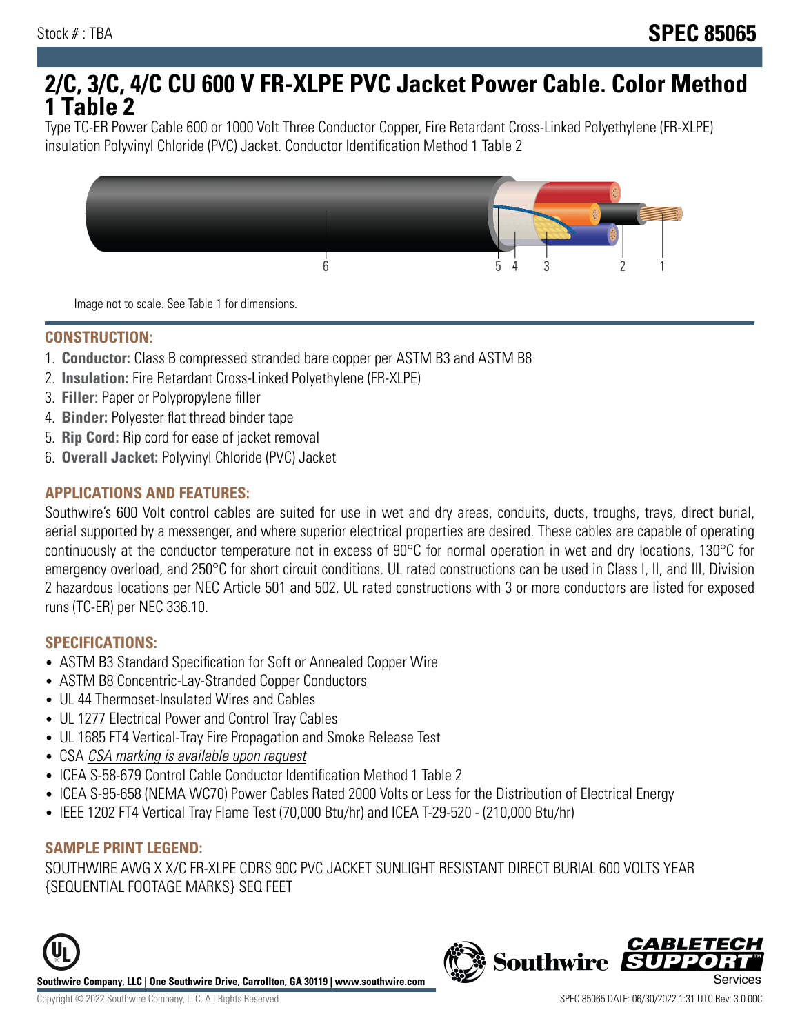Stock # : TBA

# SPEC 85065

# 2/C, 3/C, 4/C CU 600 V FR-XLPE PVC Jacket Power Cable. Color Method 1 Table 2

Type TC-ER Power Cable 600 or 1000 Volt Three Conductor Copper, Fire Retardant Cross-Linked Polyethylene (FR-XLPE) insulation Polyvinyl Chloride (PVC) Jacket. Conductor Identification Method 1 Table 2

Image not to scale. See Table 1 for dimensions.

## CONSTRUCTION:

1. **Conductor:** Class B compressed stranded bare copper per ASTM B3 and ASTM B8
2. **Insulation:** Fire Retardant Cross-Linked Polyethylene (FR-XLPE)
3. **Filler:** Paper or Polypropylene filler
4. **Binder:** Polyester flat thread binder tape
5. **Rip Cord:** Rip cord for ease of jacket removal
6. **Overall Jacket:** Polyvinyl Chloride (PVC) Jacket

## APPLICATIONS AND FEATURES:

Southwire's 600 Volt control cables are suited for use in wet and dry areas, conduits, ducts, troughs, trays, direct burial, aerial supported by a messenger, and where superior electrical properties are desired. These cables are capable of operating continuously at the conductor temperature not in excess of 90°C for normal operation in wet and dry locations, 130°C for emergency overload, and 250°C for short circuit conditions. UL rated constructions can be used in Class I, II, and III, Division 2 hazardous locations per NEC Article 501 and 502. UL rated constructions with 3 or more conductors are listed for exposed runs (TC-ER) per NEC 336.10.

## SPECIFICATIONS:

- ASTM B3 Standard Specification for Soft or Annealed Copper Wire
- ASTM B8 Concentric-Lay-Stranded Copper Conductors
- UL 44 Thermoset-Insulated Wires and Cables
- UL 1277 Electrical Power and Control Tray Cables
- UL 1685 FT4 Vertical-Tray Fire Propagation and Smoke Release Test
- CSA *CSA marking is available upon request*
- ICEA S-58-679 Control Cable Conductor Identification Method 1 Table 2
- ICEA S-95-658 (NEMA WC70) Power Cables Rated 2000 Volts or Less for the Distribution of Electrical Energy
- IEEE 1202 FT4 Vertical Tray Flame Test (70,000 Btu/hr) and ICEA T-29-520 - (210,000 Btu/hr)

## SAMPLE PRINT LEGEND:

SOUTHWIRE AWG X X/C FR-XLPE CDRS 90C PVC JACKET SUNLIGHT RESISTANT DIRECT BURIAL 600 VOLTS YEAR {SEQUENTIAL FOOTAGE MARKS} SEQ FEET

**Southwire Company, LLC | One Southwire Drive, Carrollton, GA 30119 | www.southwire.com**

Copyright © 2022 Southwire Company, LLC. All Rights Reserved

SPEC 85065 DATE: 06/30/2022 1:31 UTC Rev: 3.0.00C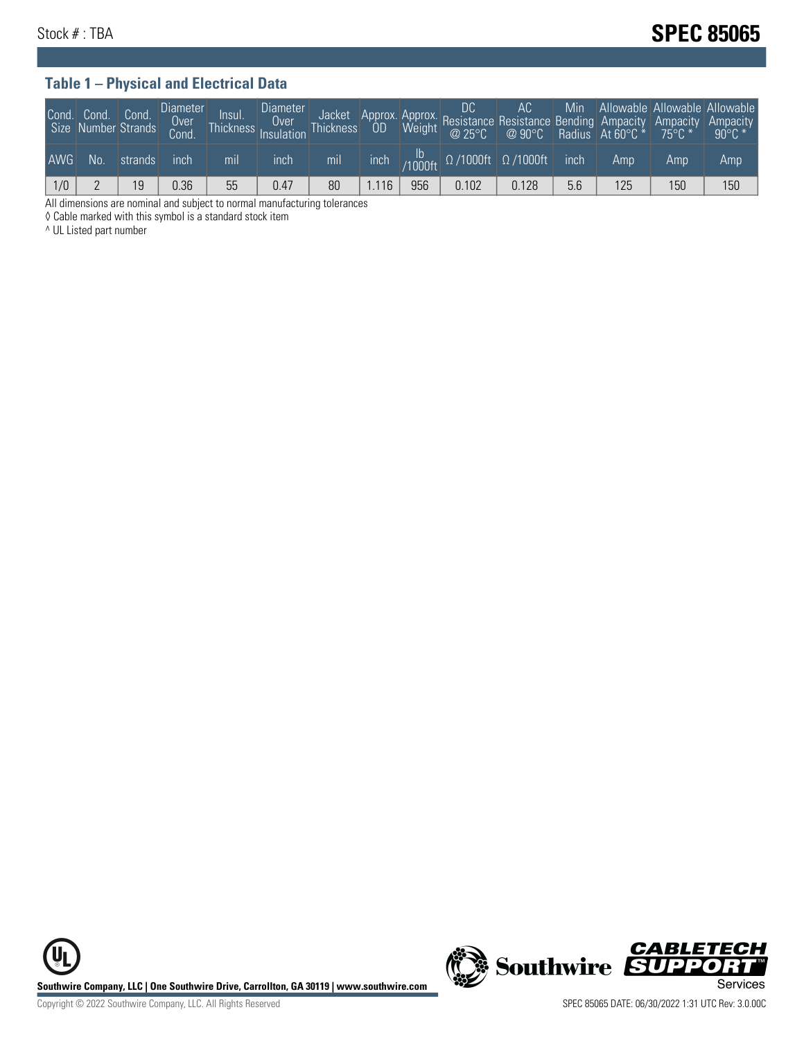### Table 1 – Physical and Electrical Data

| Cond. Size | Cond. Number | Cond. Strands | Diameter Over Cond. | Insul. Thickness | Diameter Over Insulation | Jacket Thickness | Approx. OD | Approx. Weight | DC Resistance @ 25°C | AC Resistance @ 90°C | Min Bending Radius | Allowable Ampacity At 60°C * | Allowable Ampacity 75°C * | Allowable Ampacity 90°C * |
|---|---|---|---|---|---|---|---|---|---|---|---|---|---|---|
| AWG | No. | strands | inch | mil | inch | mil | inch | lb /1000ft | Ω /1000ft | Ω /1000ft | inch | Amp | Amp | Amp |
| 1/0 | 2 | 19 | 0.36 | 55 | 0.47 | 80 | 1.116 | 956 | 0.102 | 0.128 | 5.6 | 125 | 150 | 150 |

All dimensions are nominal and subject to normal manufacturing tolerances

◊ Cable marked with this symbol is a standard stock item

^ UL Listed part number

Southwire Company, LLC | One Southwire Drive, Carrollton, GA 30119 | www.southwire.com

Copyright © 2022 Southwire Company, LLC. All Rights Reserved

SPEC 85065 DATE: 06/30/2022 1:31 UTC Rev: 3.0.00C